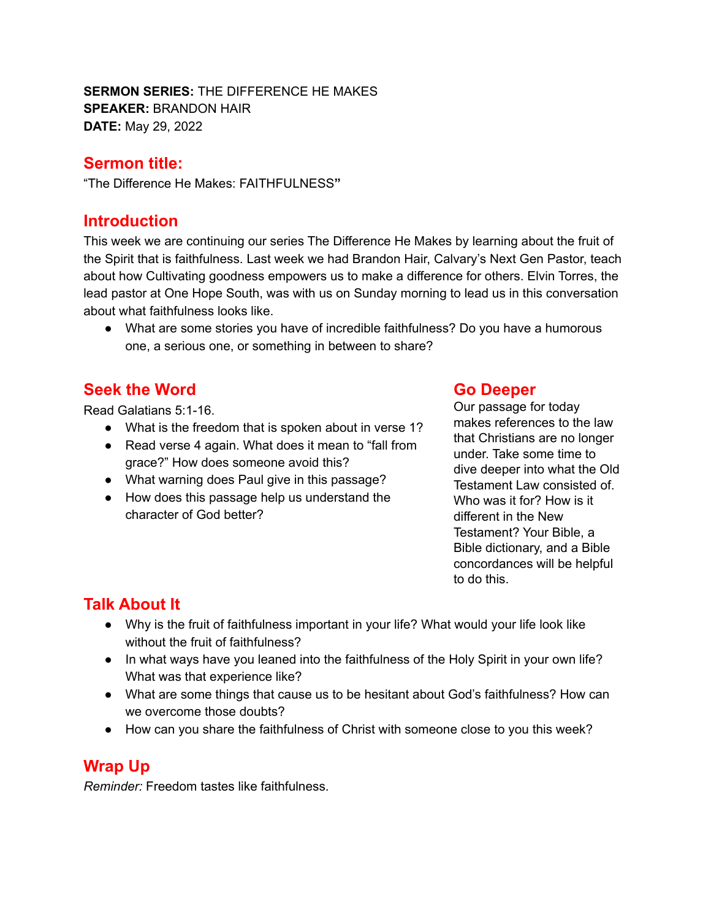**SERMON SERIES:** THE DIFFERENCE HE MAKES
**SPEAKER:** BRANDON HAIR
**DATE:** May 29, 2022

## Sermon title:

"The Difference He Makes: FAITHFULNESS**"**

## Introduction

This week we are continuing our series The Difference He Makes by learning about the fruit of the Spirit that is faithfulness. Last week we had Brandon Hair, Calvary's Next Gen Pastor, teach about how Cultivating goodness empowers us to make a difference for others. Elvin Torres, the lead pastor at One Hope South, was with us on Sunday morning to lead us in this conversation about what faithfulness looks like.

- What are some stories you have of incredible faithfulness? Do you have a humorous one, a serious one, or something in between to share?

## Seek the Word

Read Galatians 5:1-16.

- What is the freedom that is spoken about in verse 1?
- Read verse 4 again. What does it mean to "fall from grace?" How does someone avoid this?
- What warning does Paul give in this passage?
- How does this passage help us understand the character of God better?

## Go Deeper

Our passage for today makes references to the law that Christians are no longer under. Take some time to dive deeper into what the Old Testament Law consisted of. Who was it for? How is it different in the New Testament? Your Bible, a Bible dictionary, and a Bible concordances will be helpful to do this.

## Talk About It

- Why is the fruit of faithfulness important in your life? What would your life look like without the fruit of faithfulness?
- In what ways have you leaned into the faithfulness of the Holy Spirit in your own life? What was that experience like?
- What are some things that cause us to be hesitant about God's faithfulness? How can we overcome those doubts?
- How can you share the faithfulness of Christ with someone close to you this week?

## Wrap Up

*Reminder:* Freedom tastes like faithfulness.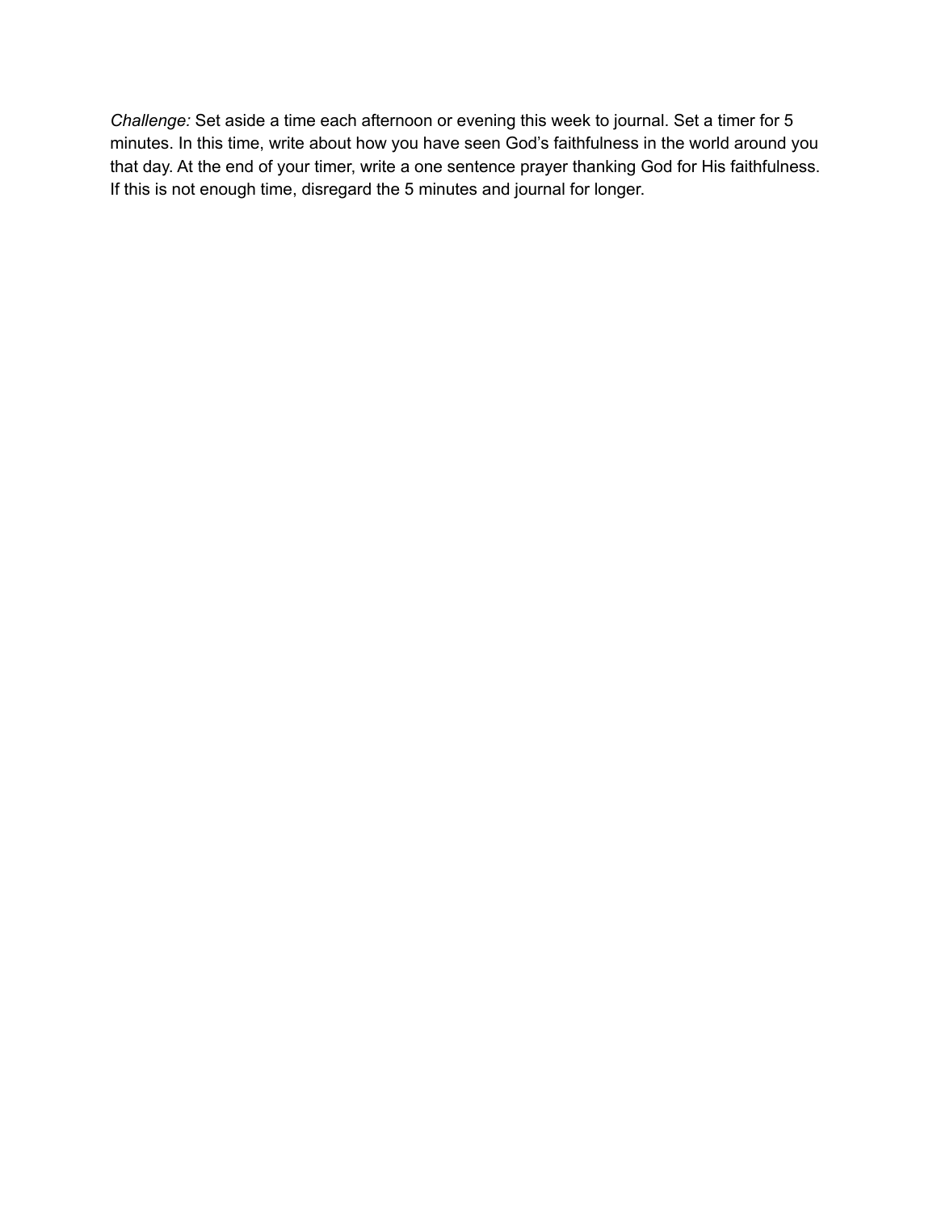*Challenge:* Set aside a time each afternoon or evening this week to journal. Set a timer for 5 minutes. In this time, write about how you have seen God's faithfulness in the world around you that day. At the end of your timer, write a one sentence prayer thanking God for His faithfulness. If this is not enough time, disregard the 5 minutes and journal for longer.